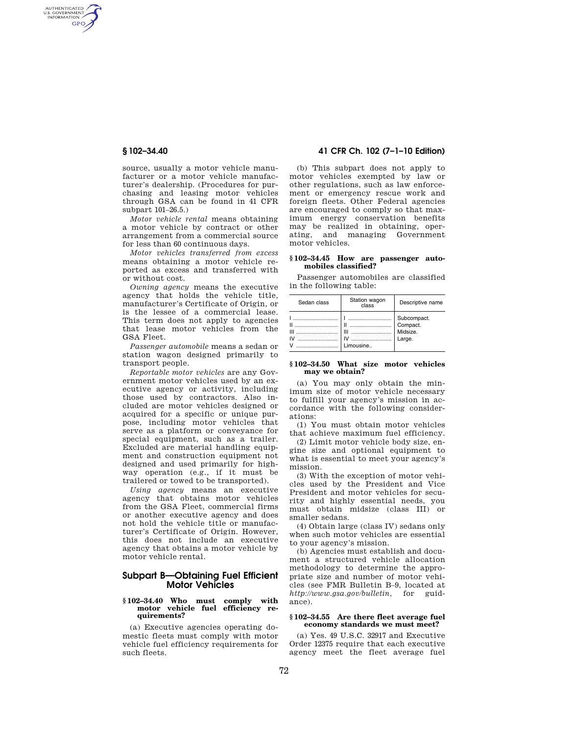source, usually a motor vehicle manufacturer or a motor vehicle manufacturer's dealership. (Procedures for purchasing and leasing motor vehicles through GSA can be found in 41 CFR subpart 101–26.5.)

*Motor vehicle rental* means obtaining a motor vehicle by contract or other arrangement from a commercial source for less than 60 continuous days.

*Motor vehicles transferred from excess* means obtaining a motor vehicle reported as excess and transferred with or without cost.

*Owning agency* means the executive agency that holds the vehicle title, manufacturer's Certificate of Origin, or is the lessee of a commercial lease. This term does not apply to agencies that lease motor vehicles from the GSA Fleet.

*Passenger automobile* means a sedan or station wagon designed primarily to transport people.

*Reportable motor vehicles* are any Government motor vehicles used by an executive agency or activity, including those used by contractors. Also included are motor vehicles designed or acquired for a specific or unique purpose, including motor vehicles that serve as a platform or conveyance for special equipment, such as a trailer. Excluded are material handling equipment and construction equipment not designed and used primarily for highway operation (e.g., if it must be trailered or towed to be transported).

*Using agency* means an executive agency that obtains motor vehicles from the GSA Fleet, commercial firms or another executive agency and does not hold the vehicle title or manufacturer's Certificate of Origin. However, this does not include an executive agency that obtains a motor vehicle by motor vehicle rental.

## Subpart B—Obtaining Fuel Efficient Motor Vehicles

### § 102–34.40 Who must comply with motor vehicle fuel efficiency requirements?

(a) Executive agencies operating domestic fleets must comply with motor vehicle fuel efficiency requirements for such fleets.

(b) This subpart does not apply to motor vehicles exempted by law or other regulations, such as law enforcement or emergency rescue work and foreign fleets. Other Federal agencies are encouraged to comply so that maximum energy conservation benefits may be realized in obtaining, operating, and managing Government motor vehicles.

### § 102–34.45 How are passenger automobiles classified?

Passenger automobiles are classified in the following table:

| Sedan class | Station wagon class | Descriptive name |
|---|---|---|
| I | I | Subcompact. |
| II | II | Compact. |
| III | III | Midsize. |
| IV | IV | Large. |
| V | Limousine.. | |

### § 102–34.50 What size motor vehicles may we obtain?

(a) You may only obtain the minimum size of motor vehicle necessary to fulfill your agency's mission in accordance with the following considerations:

(1) You must obtain motor vehicles that achieve maximum fuel efficiency.

(2) Limit motor vehicle body size, engine size and optional equipment to what is essential to meet your agency's mission.

(3) With the exception of motor vehicles used by the President and Vice President and motor vehicles for security and highly essential needs, you must obtain midsize (class III) or smaller sedans.

(4) Obtain large (class IV) sedans only when such motor vehicles are essential to your agency's mission.

(b) Agencies must establish and document a structured vehicle allocation methodology to determine the appropriate size and number of motor vehicles (see FMR Bulletin B–9, located at *http://www.gsa.gov/bulletin*, for guidance).

### § 102–34.55 Are there fleet average fuel economy standards we must meet?

(a) Yes. 49 U.S.C. 32917 and Executive Order 12375 require that each executive agency meet the fleet average fuel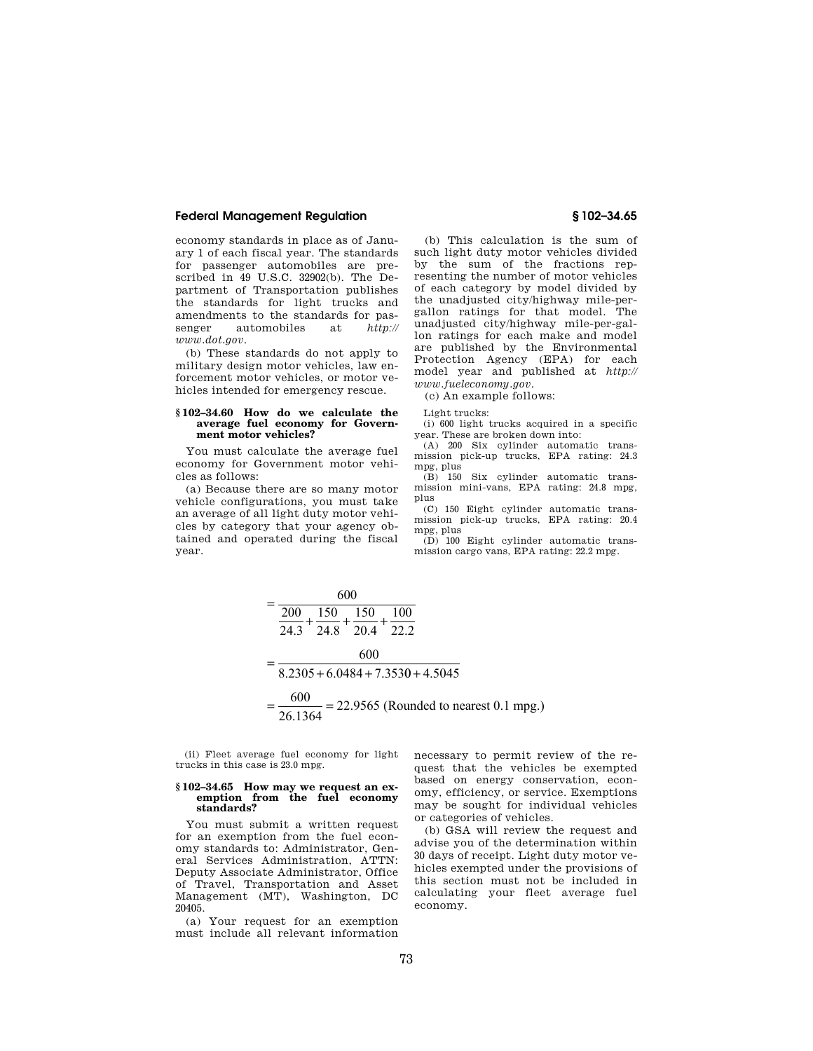economy standards in place as of January 1 of each fiscal year. The standards for passenger automobiles are prescribed in 49 U.S.C. 32902(b). The Department of Transportation publishes the standards for light trucks and amendments to the standards for passenger automobiles at *http://www.dot.gov*.

(b) These standards do not apply to military design motor vehicles, law enforcement motor vehicles, or motor vehicles intended for emergency rescue.

### § 102–34.60 How do we calculate the average fuel economy for Government motor vehicles?

You must calculate the average fuel economy for Government motor vehicles as follows:

(a) Because there are so many motor vehicle configurations, you must take an average of all light duty motor vehicles by category that your agency obtained and operated during the fiscal year.

(b) This calculation is the sum of such light duty motor vehicles divided by the sum of the fractions representing the number of motor vehicles of each category by model divided by the unadjusted city/highway mile-per-gallon ratings for that model. The unadjusted city/highway mile-per-gallon ratings for each make and model are published by the Environmental Protection Agency (EPA) for each model year and published at *http://www.fueleconomy.gov*.

(c) An example follows:

Light trucks:

(i) 600 light trucks acquired in a specific year. These are broken down into:

(A) 200 Six cylinder automatic transmission pick-up trucks, EPA rating: 24.3 mpg, plus

(B) 150 Six cylinder automatic transmission mini-vans, EPA rating: 24.8 mpg, plus

(C) 150 Eight cylinder automatic transmission pick-up trucks, EPA rating: 20.4 mpg, plus

(D) 100 Eight cylinder automatic transmission cargo vans, EPA rating: 22.2 mpg.

$$= \frac{600}{\frac{200}{24.3} + \frac{150}{24.8} + \frac{150}{20.4} + \frac{100}{22.2}}$$

$$= \frac{600}{8.2305 + 6.0484 + 7.3530 + 4.5045}$$

$$= \frac{600}{26.1364} = 22.9565 \text{ (Rounded to nearest 0.1 mpg.)}$$

(ii) Fleet average fuel economy for light trucks in this case is 23.0 mpg.

### § 102–34.65 How may we request an exemption from the fuel economy standards?

You must submit a written request for an exemption from the fuel economy standards to: Administrator, General Services Administration, ATTN: Deputy Associate Administrator, Office of Travel, Transportation and Asset Management (MT), Washington, DC 20405.

(a) Your request for an exemption must include all relevant information necessary to permit review of the request that the vehicles be exempted based on energy conservation, economy, efficiency, or service. Exemptions may be sought for individual vehicles or categories of vehicles.

(b) GSA will review the request and advise you of the determination within 30 days of receipt. Light duty motor vehicles exempted under the provisions of this section must not be included in calculating your fleet average fuel economy.